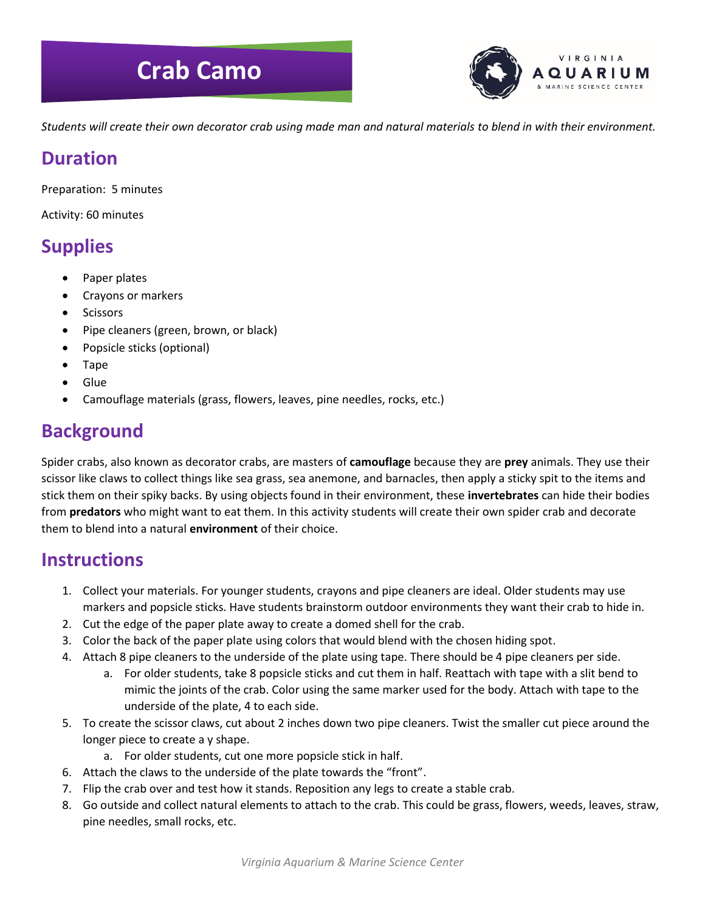# Crab Camo

*Students will create their own decorator crab using made man and natural materials to blend in with their environment.*

## Duration

Preparation: 5 minutes

Activity: 60 minutes

## Supplies

- Paper plates
- Crayons or markers
- Scissors
- Pipe cleaners (green, brown, or black)
- Popsicle sticks (optional)
- Tape
- Glue
- Camouflage materials (grass, flowers, leaves, pine needles, rocks, etc.)

## Background

Spider crabs, also known as decorator crabs, are masters of **camouflage** because they are **prey** animals. They use their scissor like claws to collect things like sea grass, sea anemone, and barnacles, then apply a sticky spit to the items and stick them on their spiky backs. By using objects found in their environment, these **invertebrates** can hide their bodies from **predators** who might want to eat them. In this activity students will create their own spider crab and decorate them to blend into a natural **environment** of their choice.

## Instructions

1. Collect your materials. For younger students, crayons and pipe cleaners are ideal. Older students may use markers and popsicle sticks. Have students brainstorm outdoor environments they want their crab to hide in.
2. Cut the edge of the paper plate away to create a domed shell for the crab.
3. Color the back of the paper plate using colors that would blend with the chosen hiding spot.
4. Attach 8 pipe cleaners to the underside of the plate using tape. There should be 4 pipe cleaners per side.
    a. For older students, take 8 popsicle sticks and cut them in half. Reattach with tape with a slit bend to mimic the joints of the crab. Color using the same marker used for the body. Attach with tape to the underside of the plate, 4 to each side.
5. To create the scissor claws, cut about 2 inches down two pipe cleaners. Twist the smaller cut piece around the longer piece to create a y shape.
    a. For older students, cut one more popsicle stick in half.
6. Attach the claws to the underside of the plate towards the "front".
7. Flip the crab over and test how it stands. Reposition any legs to create a stable crab.
8. Go outside and collect natural elements to attach to the crab. This could be grass, flowers, weeds, leaves, straw, pine needles, small rocks, etc.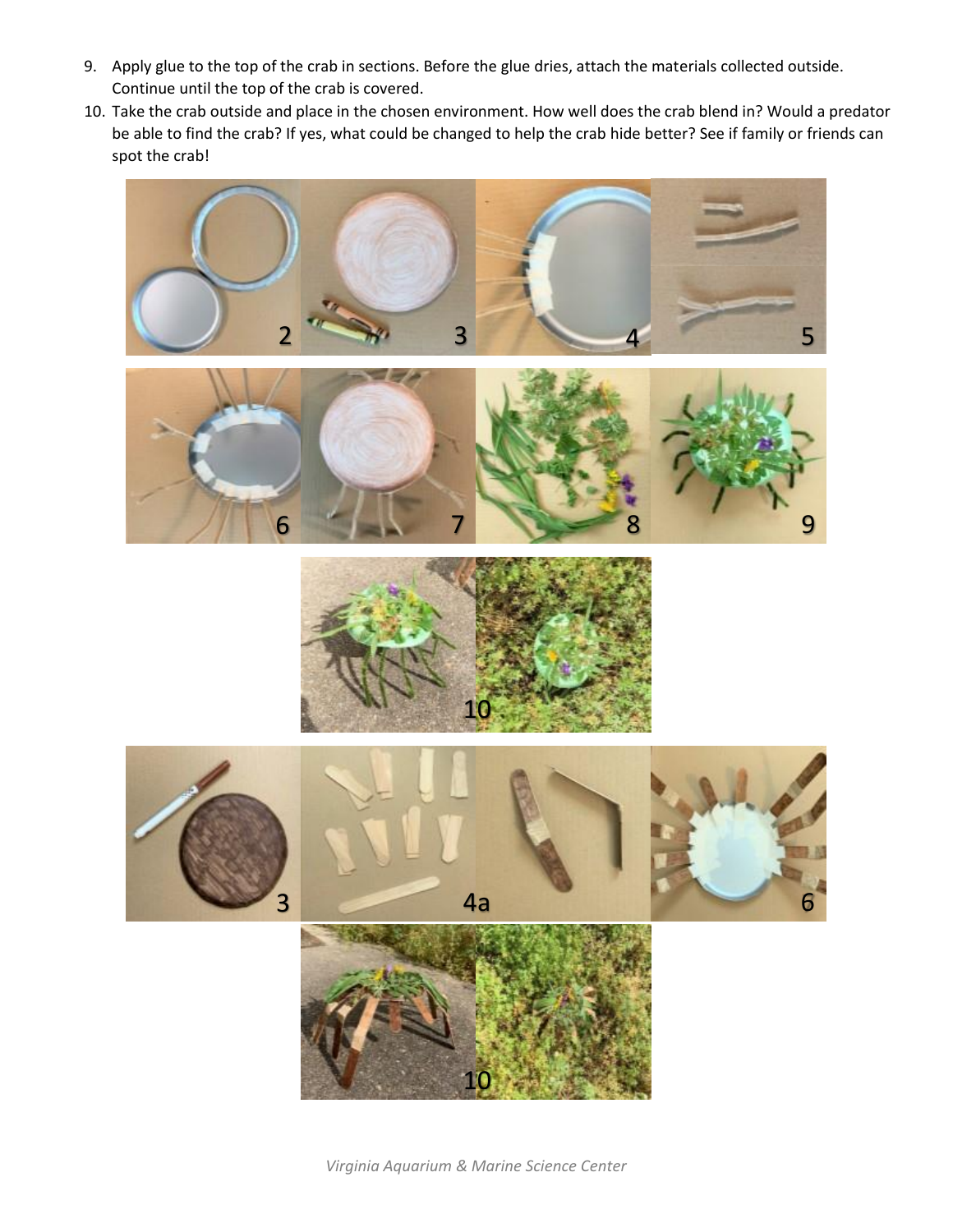9. Apply glue to the top of the crab in sections. Before the glue dries, attach the materials collected outside. Continue until the top of the crab is covered.
10. Take the crab outside and place in the chosen environment. How well does the crab blend in? Would a predator be able to find the crab? If yes, what could be changed to help the crab hide better? See if family or friends can spot the crab!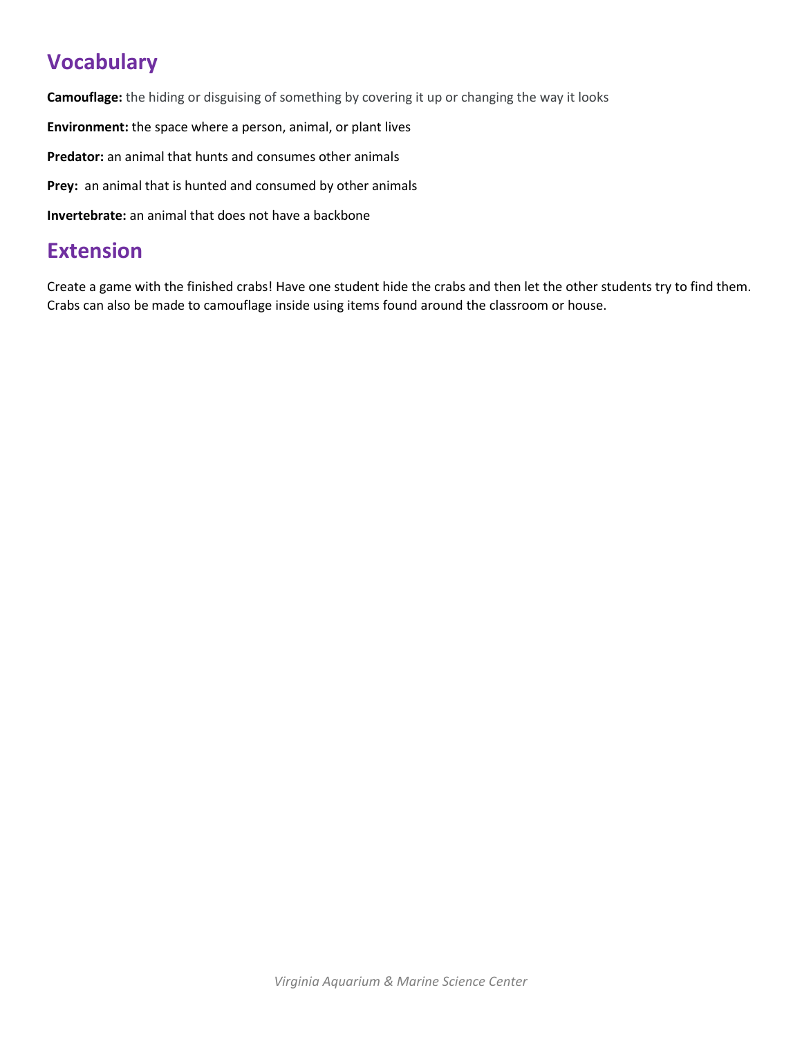## Vocabulary

**Camouflage:** the hiding or disguising of something by covering it up or changing the way it looks

**Environment:** the space where a person, animal, or plant lives

**Predator:** an animal that hunts and consumes other animals

**Prey:** an animal that is hunted and consumed by other animals

**Invertebrate:** an animal that does not have a backbone

## Extension

Create a game with the finished crabs! Have one student hide the crabs and then let the other students try to find them. Crabs can also be made to camouflage inside using items found around the classroom or house.